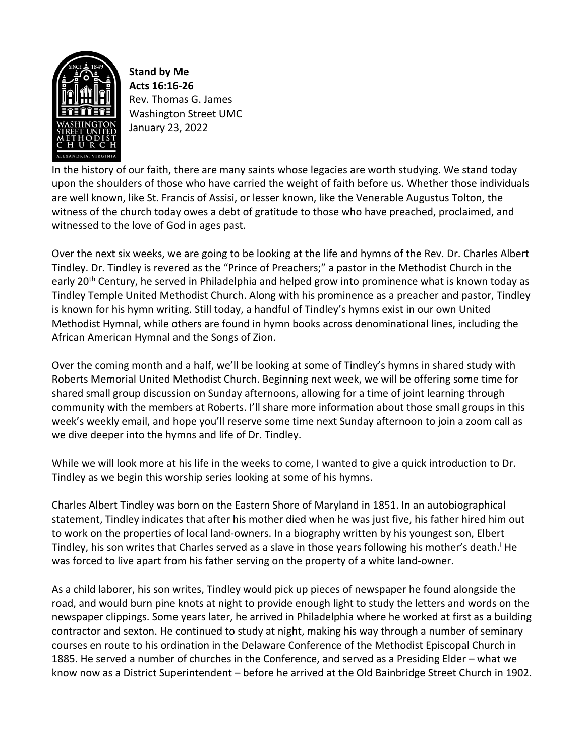**Stand by Me**
**Acts 16:16-26**
Rev. Thomas G. James
Washington Street UMC
January 23, 2022

In the history of our faith, there are many saints whose legacies are worth studying. We stand today upon the shoulders of those who have carried the weight of faith before us. Whether those individuals are well known, like St. Francis of Assisi, or lesser known, like the Venerable Augustus Tolton, the witness of the church today owes a debt of gratitude to those who have preached, proclaimed, and witnessed to the love of God in ages past.

Over the next six weeks, we are going to be looking at the life and hymns of the Rev. Dr. Charles Albert Tindley. Dr. Tindley is revered as the "Prince of Preachers;" a pastor in the Methodist Church in the early 20th Century, he served in Philadelphia and helped grow into prominence what is known today as Tindley Temple United Methodist Church. Along with his prominence as a preacher and pastor, Tindley is known for his hymn writing. Still today, a handful of Tindley's hymns exist in our own United Methodist Hymnal, while others are found in hymn books across denominational lines, including the African American Hymnal and the Songs of Zion.

Over the coming month and a half, we'll be looking at some of Tindley's hymns in shared study with Roberts Memorial United Methodist Church. Beginning next week, we will be offering some time for shared small group discussion on Sunday afternoons, allowing for a time of joint learning through community with the members at Roberts. I'll share more information about those small groups in this week's weekly email, and hope you'll reserve some time next Sunday afternoon to join a zoom call as we dive deeper into the hymns and life of Dr. Tindley.

While we will look more at his life in the weeks to come, I wanted to give a quick introduction to Dr. Tindley as we begin this worship series looking at some of his hymns.

Charles Albert Tindley was born on the Eastern Shore of Maryland in 1851. In an autobiographical statement, Tindley indicates that after his mother died when he was just five, his father hired him out to work on the properties of local land-owners. In a biography written by his youngest son, Elbert Tindley, his son writes that Charles served as a slave in those years following his mother's death.[i] He was forced to live apart from his father serving on the property of a white land-owner.

As a child laborer, his son writes, Tindley would pick up pieces of newspaper he found alongside the road, and would burn pine knots at night to provide enough light to study the letters and words on the newspaper clippings. Some years later, he arrived in Philadelphia where he worked at first as a building contractor and sexton. He continued to study at night, making his way through a number of seminary courses en route to his ordination in the Delaware Conference of the Methodist Episcopal Church in 1885. He served a number of churches in the Conference, and served as a Presiding Elder – what we know now as a District Superintendent – before he arrived at the Old Bainbridge Street Church in 1902.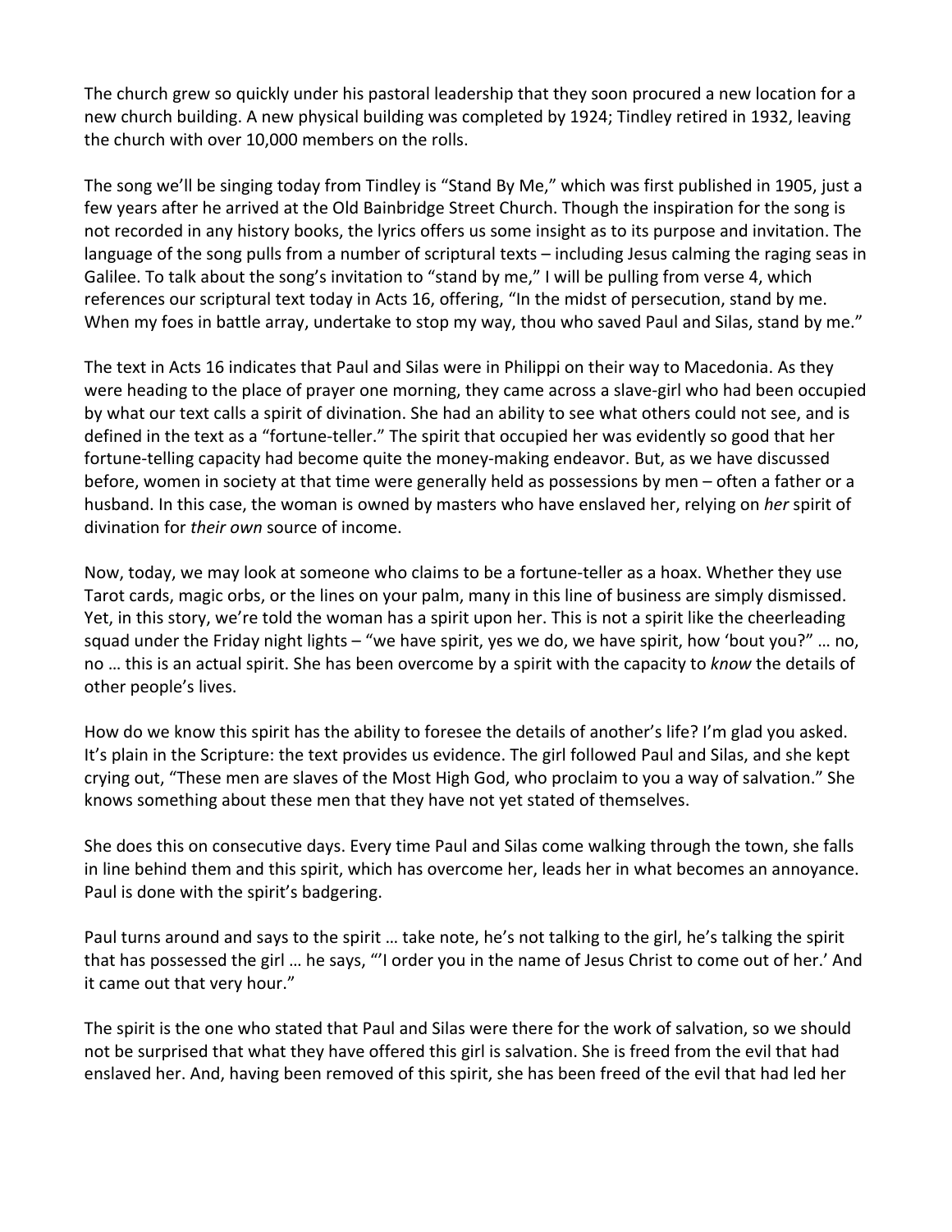The church grew so quickly under his pastoral leadership that they soon procured a new location for a new church building. A new physical building was completed by 1924; Tindley retired in 1932, leaving the church with over 10,000 members on the rolls.

The song we'll be singing today from Tindley is "Stand By Me," which was first published in 1905, just a few years after he arrived at the Old Bainbridge Street Church. Though the inspiration for the song is not recorded in any history books, the lyrics offers us some insight as to its purpose and invitation. The language of the song pulls from a number of scriptural texts – including Jesus calming the raging seas in Galilee. To talk about the song's invitation to "stand by me," I will be pulling from verse 4, which references our scriptural text today in Acts 16, offering, "In the midst of persecution, stand by me. When my foes in battle array, undertake to stop my way, thou who saved Paul and Silas, stand by me."

The text in Acts 16 indicates that Paul and Silas were in Philippi on their way to Macedonia. As they were heading to the place of prayer one morning, they came across a slave-girl who had been occupied by what our text calls a spirit of divination. She had an ability to see what others could not see, and is defined in the text as a "fortune-teller." The spirit that occupied her was evidently so good that her fortune-telling capacity had become quite the money-making endeavor. But, as we have discussed before, women in society at that time were generally held as possessions by men – often a father or a husband. In this case, the woman is owned by masters who have enslaved her, relying on *her* spirit of divination for *their own* source of income.

Now, today, we may look at someone who claims to be a fortune-teller as a hoax. Whether they use Tarot cards, magic orbs, or the lines on your palm, many in this line of business are simply dismissed. Yet, in this story, we're told the woman has a spirit upon her. This is not a spirit like the cheerleading squad under the Friday night lights – "we have spirit, yes we do, we have spirit, how 'bout you?" … no, no … this is an actual spirit. She has been overcome by a spirit with the capacity to *know* the details of other people's lives.

How do we know this spirit has the ability to foresee the details of another's life? I'm glad you asked. It's plain in the Scripture: the text provides us evidence. The girl followed Paul and Silas, and she kept crying out, "These men are slaves of the Most High God, who proclaim to you a way of salvation." She knows something about these men that they have not yet stated of themselves.

She does this on consecutive days. Every time Paul and Silas come walking through the town, she falls in line behind them and this spirit, which has overcome her, leads her in what becomes an annoyance. Paul is done with the spirit's badgering.

Paul turns around and says to the spirit … take note, he's not talking to the girl, he's talking the spirit that has possessed the girl … he says, "'I order you in the name of Jesus Christ to come out of her.' And it came out that very hour."

The spirit is the one who stated that Paul and Silas were there for the work of salvation, so we should not be surprised that what they have offered this girl is salvation. She is freed from the evil that had enslaved her. And, having been removed of this spirit, she has been freed of the evil that had led her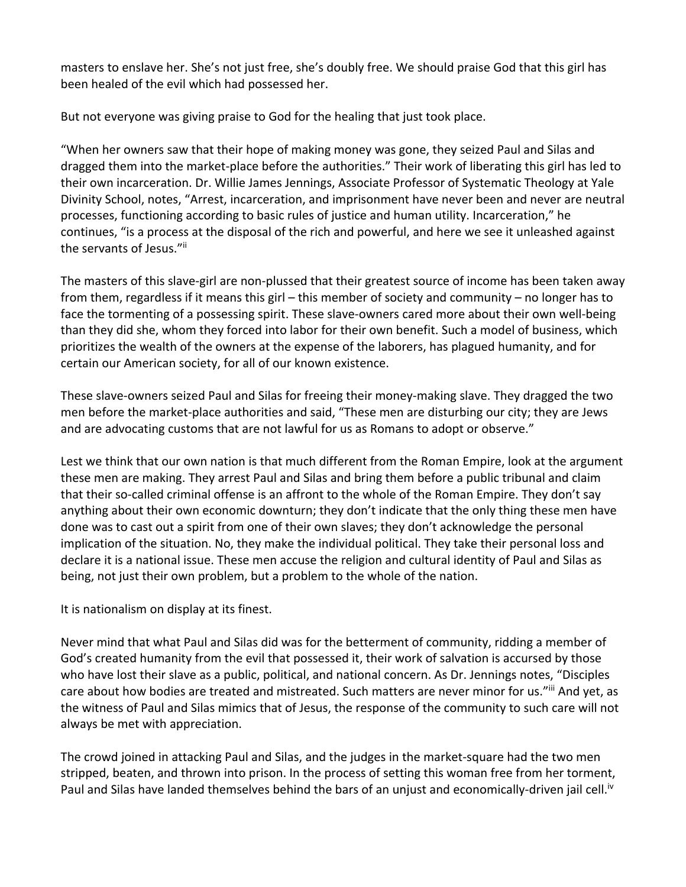masters to enslave her. She's not just free, she's doubly free. We should praise God that this girl has been healed of the evil which had possessed her.

But not everyone was giving praise to God for the healing that just took place.

"When her owners saw that their hope of making money was gone, they seized Paul and Silas and dragged them into the market-place before the authorities." Their work of liberating this girl has led to their own incarceration. Dr. Willie James Jennings, Associate Professor of Systematic Theology at Yale Divinity School, notes, "Arrest, incarceration, and imprisonment have never been and never are neutral processes, functioning according to basic rules of justice and human utility. Incarceration," he continues, "is a process at the disposal of the rich and powerful, and here we see it unleashed against the servants of Jesus."[ii]

The masters of this slave-girl are non-plussed that their greatest source of income has been taken away from them, regardless if it means this girl – this member of society and community – no longer has to face the tormenting of a possessing spirit. These slave-owners cared more about their own well-being than they did she, whom they forced into labor for their own benefit. Such a model of business, which prioritizes the wealth of the owners at the expense of the laborers, has plagued humanity, and for certain our American society, for all of our known existence.

These slave-owners seized Paul and Silas for freeing their money-making slave. They dragged the two men before the market-place authorities and said, "These men are disturbing our city; they are Jews and are advocating customs that are not lawful for us as Romans to adopt or observe."

Lest we think that our own nation is that much different from the Roman Empire, look at the argument these men are making. They arrest Paul and Silas and bring them before a public tribunal and claim that their so-called criminal offense is an affront to the whole of the Roman Empire. They don't say anything about their own economic downturn; they don't indicate that the only thing these men have done was to cast out a spirit from one of their own slaves; they don't acknowledge the personal implication of the situation. No, they make the individual political. They take their personal loss and declare it is a national issue. These men accuse the religion and cultural identity of Paul and Silas as being, not just their own problem, but a problem to the whole of the nation.

It is nationalism on display at its finest.

Never mind that what Paul and Silas did was for the betterment of community, ridding a member of God's created humanity from the evil that possessed it, their work of salvation is accursed by those who have lost their slave as a public, political, and national concern. As Dr. Jennings notes, "Disciples care about how bodies are treated and mistreated. Such matters are never minor for us."[iii] And yet, as the witness of Paul and Silas mimics that of Jesus, the response of the community to such care will not always be met with appreciation.

The crowd joined in attacking Paul and Silas, and the judges in the market-square had the two men stripped, beaten, and thrown into prison. In the process of setting this woman free from her torment, Paul and Silas have landed themselves behind the bars of an unjust and economically-driven jail cell.[iv]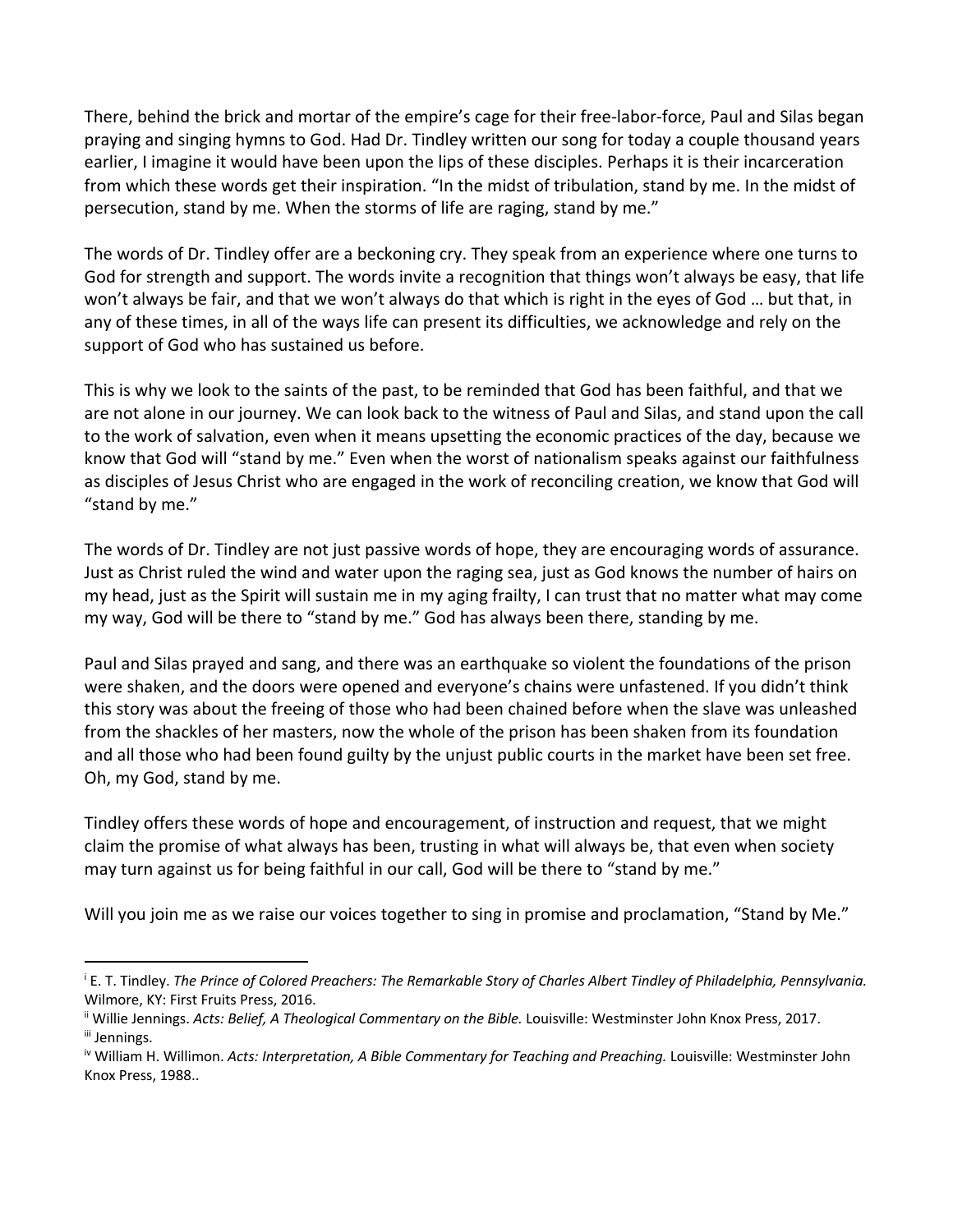There, behind the brick and mortar of the empire's cage for their free-labor-force, Paul and Silas began praying and singing hymns to God. Had Dr. Tindley written our song for today a couple thousand years earlier, I imagine it would have been upon the lips of these disciples. Perhaps it is their incarceration from which these words get their inspiration. "In the midst of tribulation, stand by me. In the midst of persecution, stand by me. When the storms of life are raging, stand by me."

The words of Dr. Tindley offer are a beckoning cry. They speak from an experience where one turns to God for strength and support. The words invite a recognition that things won't always be easy, that life won't always be fair, and that we won't always do that which is right in the eyes of God … but that, in any of these times, in all of the ways life can present its difficulties, we acknowledge and rely on the support of God who has sustained us before.

This is why we look to the saints of the past, to be reminded that God has been faithful, and that we are not alone in our journey. We can look back to the witness of Paul and Silas, and stand upon the call to the work of salvation, even when it means upsetting the economic practices of the day, because we know that God will "stand by me." Even when the worst of nationalism speaks against our faithfulness as disciples of Jesus Christ who are engaged in the work of reconciling creation, we know that God will "stand by me."

The words of Dr. Tindley are not just passive words of hope, they are encouraging words of assurance. Just as Christ ruled the wind and water upon the raging sea, just as God knows the number of hairs on my head, just as the Spirit will sustain me in my aging frailty, I can trust that no matter what may come my way, God will be there to "stand by me." God has always been there, standing by me.

Paul and Silas prayed and sang, and there was an earthquake so violent the foundations of the prison were shaken, and the doors were opened and everyone's chains were unfastened. If you didn't think this story was about the freeing of those who had been chained before when the slave was unleashed from the shackles of her masters, now the whole of the prison has been shaken from its foundation and all those who had been found guilty by the unjust public courts in the market have been set free. Oh, my God, stand by me.

Tindley offers these words of hope and encouragement, of instruction and request, that we might claim the promise of what always has been, trusting in what will always be, that even when society may turn against us for being faithful in our call, God will be there to "stand by me."

Will you join me as we raise our voices together to sing in promise and proclamation, "Stand by Me."

---

[i] E. T. Tindley. *The Prince of Colored Preachers: The Remarkable Story of Charles Albert Tindley of Philadelphia, Pennsylvania.* Wilmore, KY: First Fruits Press, 2016.

[ii] Willie Jennings. *Acts: Belief, A Theological Commentary on the Bible.* Louisville: Westminster John Knox Press, 2017.

[iii] Jennings.

[iv] William H. Willimon. *Acts: Interpretation, A Bible Commentary for Teaching and Preaching.* Louisville: Westminster John Knox Press, 1988..